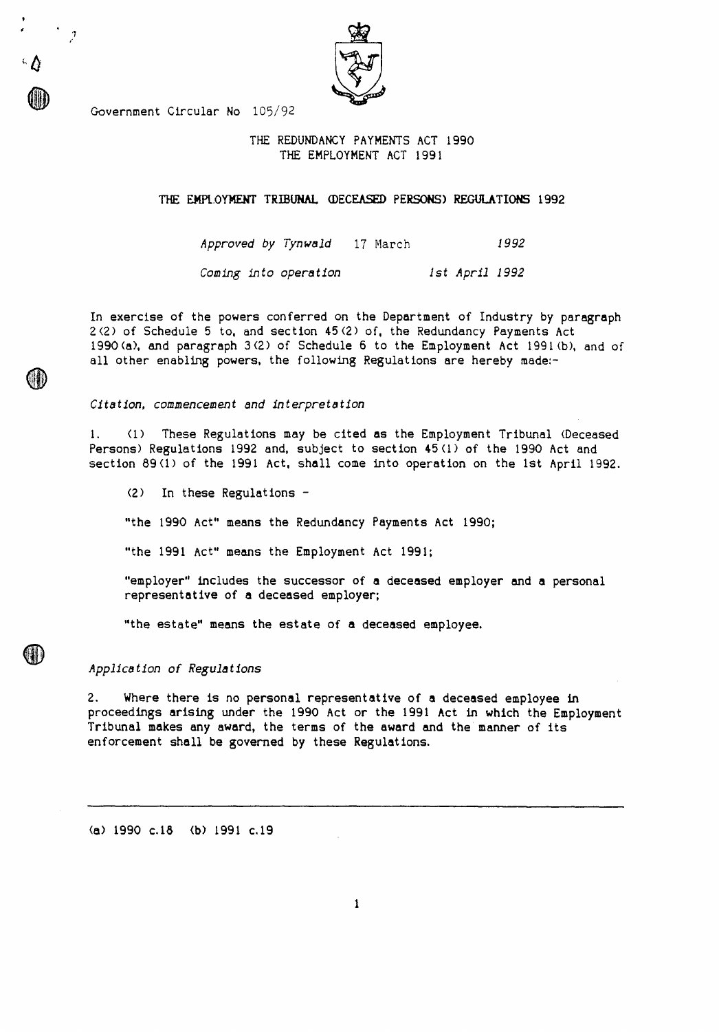Government Circular No 105/92

THE REDUNDANCY PAYMENTS ACT 1990
THE EMPLOYMENT ACT 1991

# THE EMPLOYMENT TRIBUNAL (DECEASED PERSONS) REGULATIONS 1992

*Approved by Tynwald* 17 March *1992*

*Coming into operation* *1st April 1992*

In exercise of the powers conferred on the Department of Industry by paragraph 2(2) of Schedule 5 to, and section 45(2) of, the Redundancy Payments Act 1990(a), and paragraph 3(2) of Schedule 6 to the Employment Act 1991(b), and of all other enabling powers, the following Regulations are hereby made:-

*Citation, commencement and interpretation*

1. (1) These Regulations may be cited as the Employment Tribunal (Deceased Persons) Regulations 1992 and, subject to section 45(1) of the 1990 Act and section 89(1) of the 1991 Act, shall come into operation on the 1st April 1992.

(2) In these Regulations -

"the 1990 Act" means the Redundancy Payments Act 1990;

"the 1991 Act" means the Employment Act 1991;

"employer" includes the successor of a deceased employer and a personal representative of a deceased employer;

"the estate" means the estate of a deceased employee.

*Application of Regulations*

2. Where there is no personal representative of a deceased employee in proceedings arising under the 1990 Act or the 1991 Act in which the Employment Tribunal makes any award, the terms of the award and the manner of its enforcement shall be governed by these Regulations.

---

(a) 1990 c.18 (b) 1991 c.19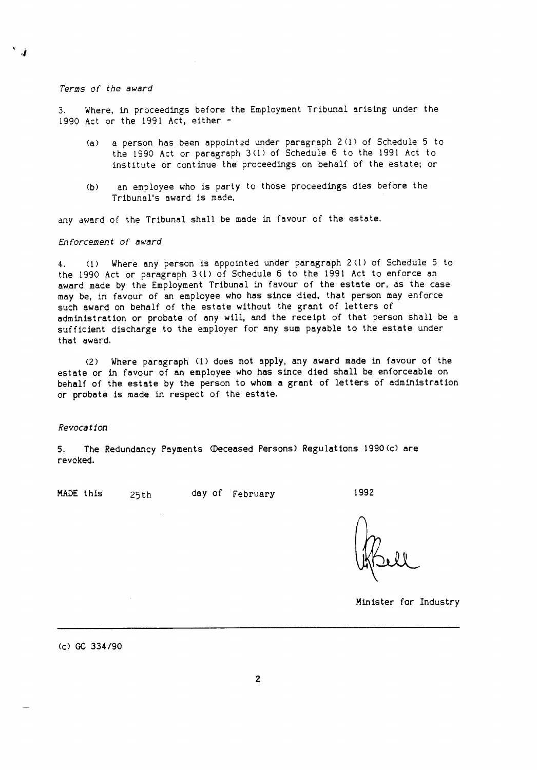*Terms of the award*

3. Where, in proceedings before the Employment Tribunal arising under the 1990 Act or the 1991 Act, either -

(a) a person has been appointed under paragraph 2(1) of Schedule 5 to the 1990 Act or paragraph 3(1) of Schedule 6 to the 1991 Act to institute or continue the proceedings on behalf of the estate; or

(b) an employee who is party to those proceedings dies before the Tribunal's award is made,

any award of the Tribunal shall be made in favour of the estate.

*Enforcement of award*

4. (1) Where any person is appointed under paragraph 2(1) of Schedule 5 to the 1990 Act or paragraph 3(1) of Schedule 6 to the 1991 Act to enforce an award made by the Employment Tribunal in favour of the estate or, as the case may be, in favour of an employee who has since died, that person may enforce such award on behalf of the estate without the grant of letters of administration or probate of any will, and the receipt of that person shall be a sufficient discharge to the employer for any sum payable to the estate under that award.

(2) Where paragraph (1) does not apply, any award made in favour of the estate or in favour of an employee who has since died shall be enforceable on behalf of the estate by the person to whom a grant of letters of administration or probate is made in respect of the estate.

*Revocation*

5. The Redundancy Payments (Deceased Persons) Regulations 1990(c) are revoked.

MADE this 25th day of February 1992

Minister for Industry

(c) GC 334/90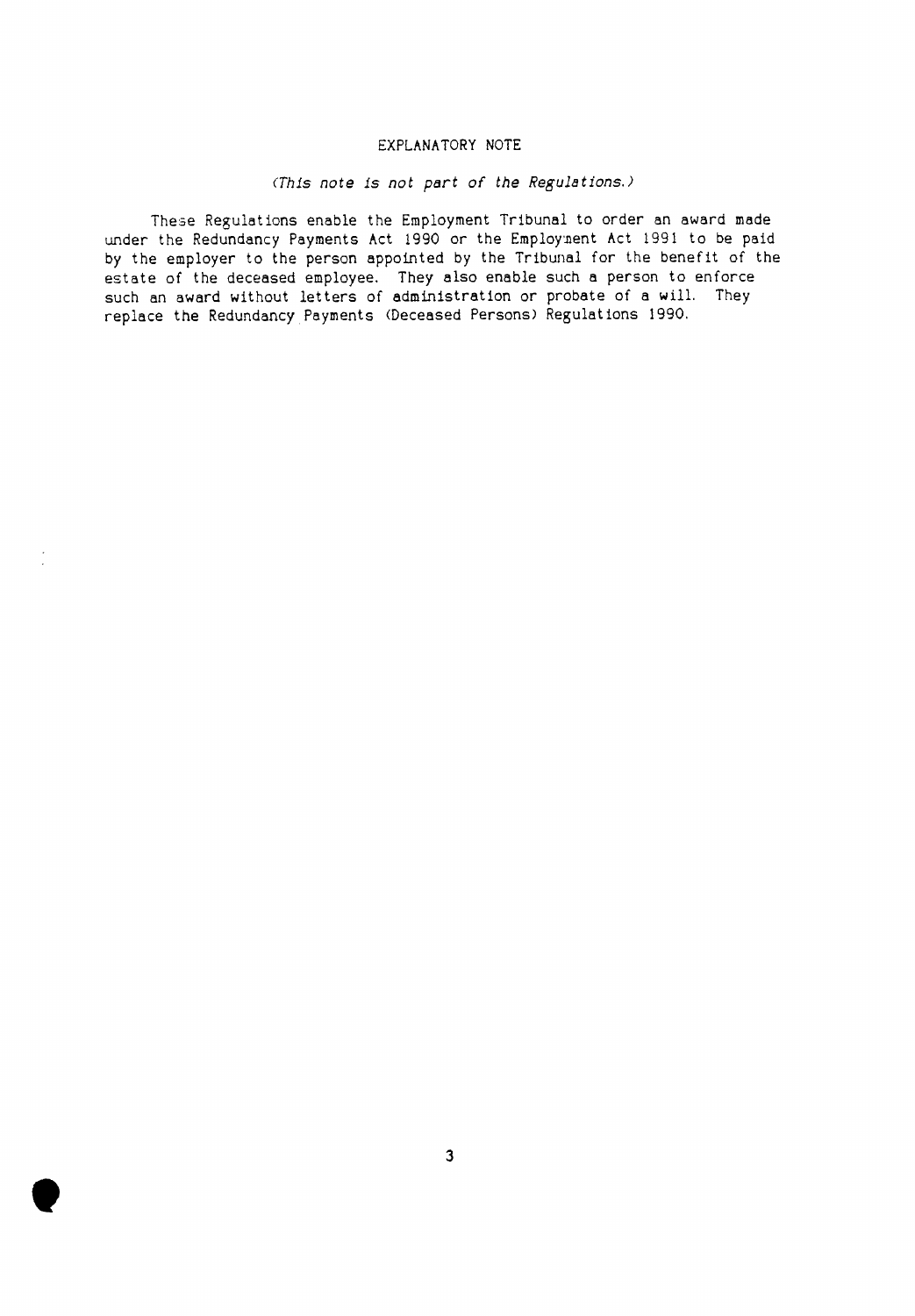## EXPLANATORY NOTE

*(This note is not part of the Regulations.)*

These Regulations enable the Employment Tribunal to order an award made under the Redundancy Payments Act 1990 or the Employment Act 1991 to be paid by the employer to the person appointed by the Tribunal for the benefit of the estate of the deceased employee. They also enable such a person to enforce such an award without letters of administration or probate of a will. They replace the Redundancy Payments (Deceased Persons) Regulations 1990.